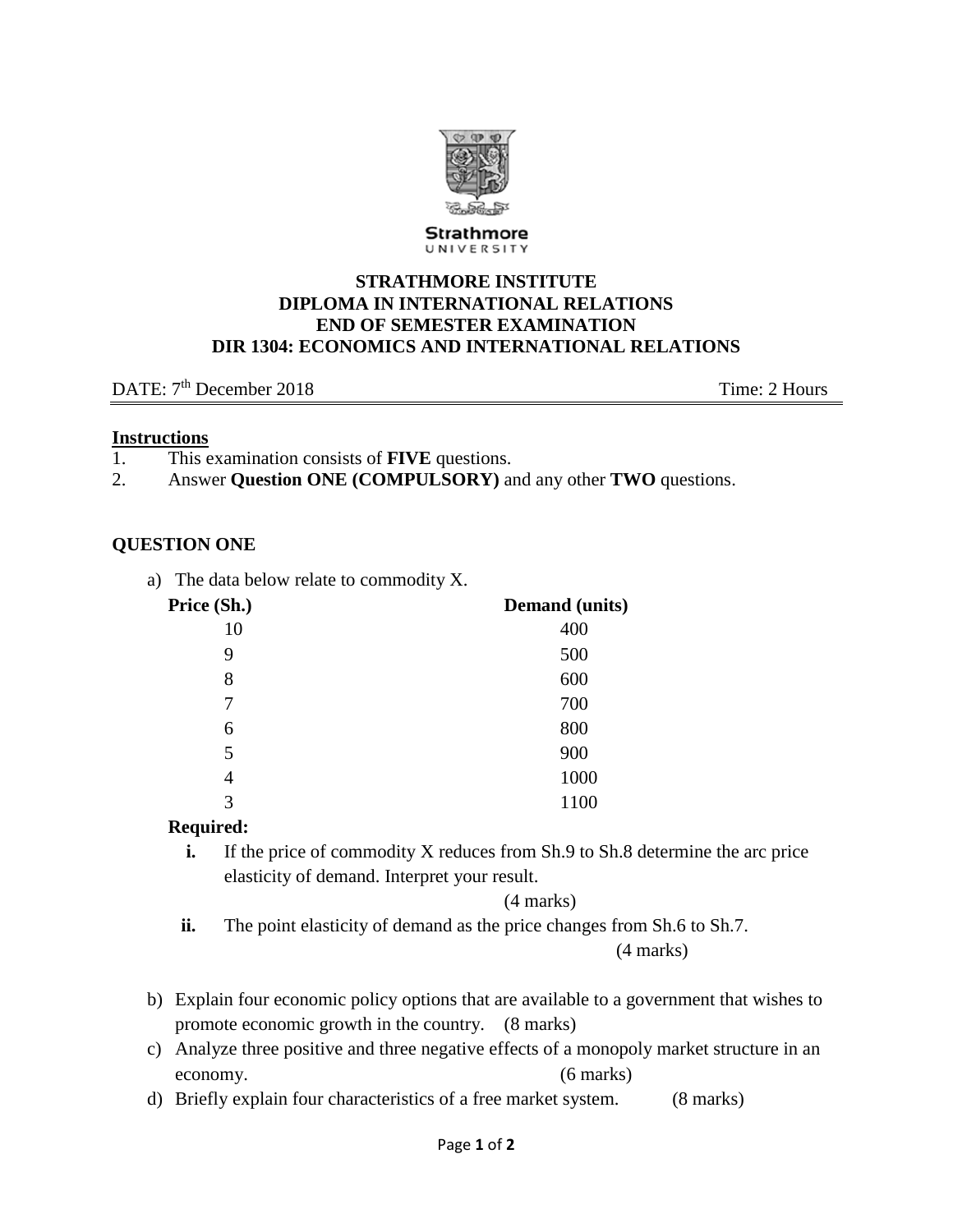Strathmore
UNIVERSITY

**STRATHMORE INSTITUTE**
**DIPLOMA IN INTERNATIONAL RELATIONS**
**END OF SEMESTER EXAMINATION**
**DIR 1304: ECONOMICS AND INTERNATIONAL RELATIONS**

DATE: 7th December 2018 Time: 2 Hours

**Instructions**

1. This examination consists of **FIVE** questions.
2. Answer **Question ONE (COMPULSORY)** and any other **TWO** questions.

**QUESTION ONE**

a) The data below relate to commodity X.

| Price (Sh.) | Demand (units) |
|---|---|
| 10 | 400 |
| 9 | 500 |
| 8 | 600 |
| 7 | 700 |
| 6 | 800 |
| 5 | 900 |
| 4 | 1000 |
| 3 | 1100 |

**Required:**

**i.** If the price of commodity X reduces from Sh.9 to Sh.8 determine the arc price elasticity of demand. Interpret your result. (4 marks)

**ii.** The point elasticity of demand as the price changes from Sh.6 to Sh.7. (4 marks)

b) Explain four economic policy options that are available to a government that wishes to promote economic growth in the country. (8 marks)

c) Analyze three positive and three negative effects of a monopoly market structure in an economy. (6 marks)

d) Briefly explain four characteristics of a free market system. (8 marks)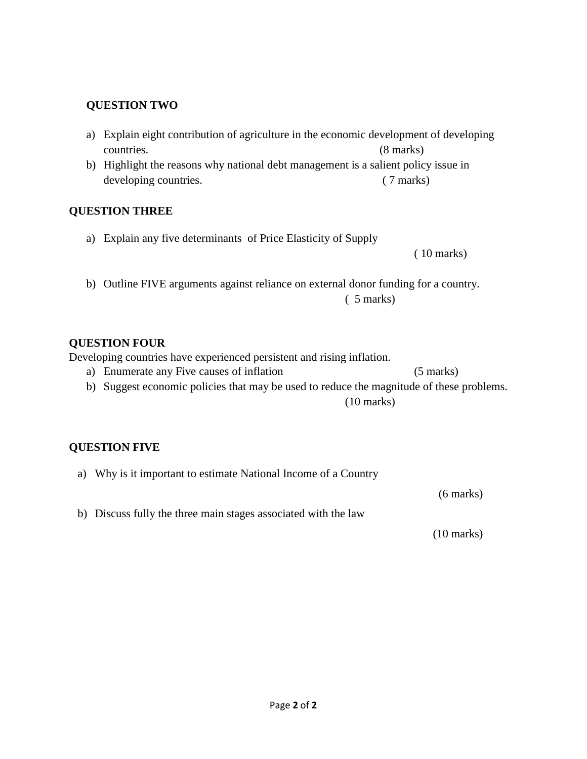**QUESTION TWO**

a) Explain eight contribution of agriculture in the economic development of developing countries. (8 marks)

b) Highlight the reasons why national debt management is a salient policy issue in developing countries. ( 7 marks)

**QUESTION THREE**

a) Explain any five determinants of Price Elasticity of Supply ( 10 marks)

b) Outline FIVE arguments against reliance on external donor funding for a country. ( 5 marks)

**QUESTION FOUR**

Developing countries have experienced persistent and rising inflation.

a) Enumerate any Five causes of inflation (5 marks)

b) Suggest economic policies that may be used to reduce the magnitude of these problems. (10 marks)

**QUESTION FIVE**

a) Why is it important to estimate National Income of a Country (6 marks)

b) Discuss fully the three main stages associated with the law (10 marks)